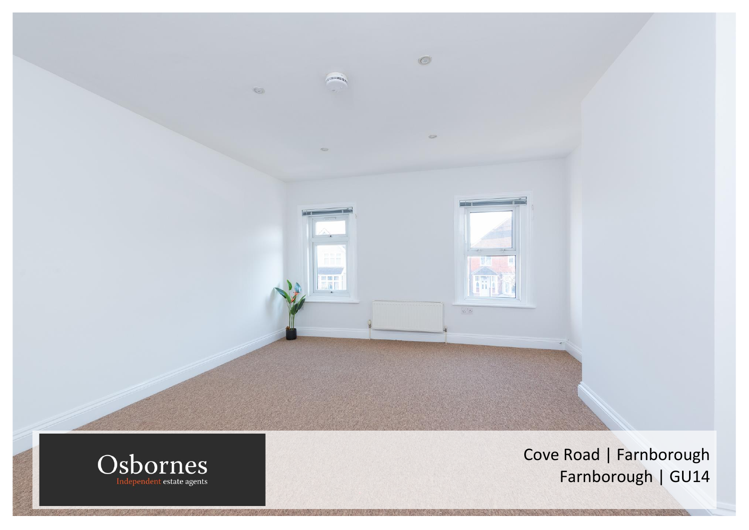Osbornes
Independent estate agents

Cove Road | Farnborough
Farnborough | GU14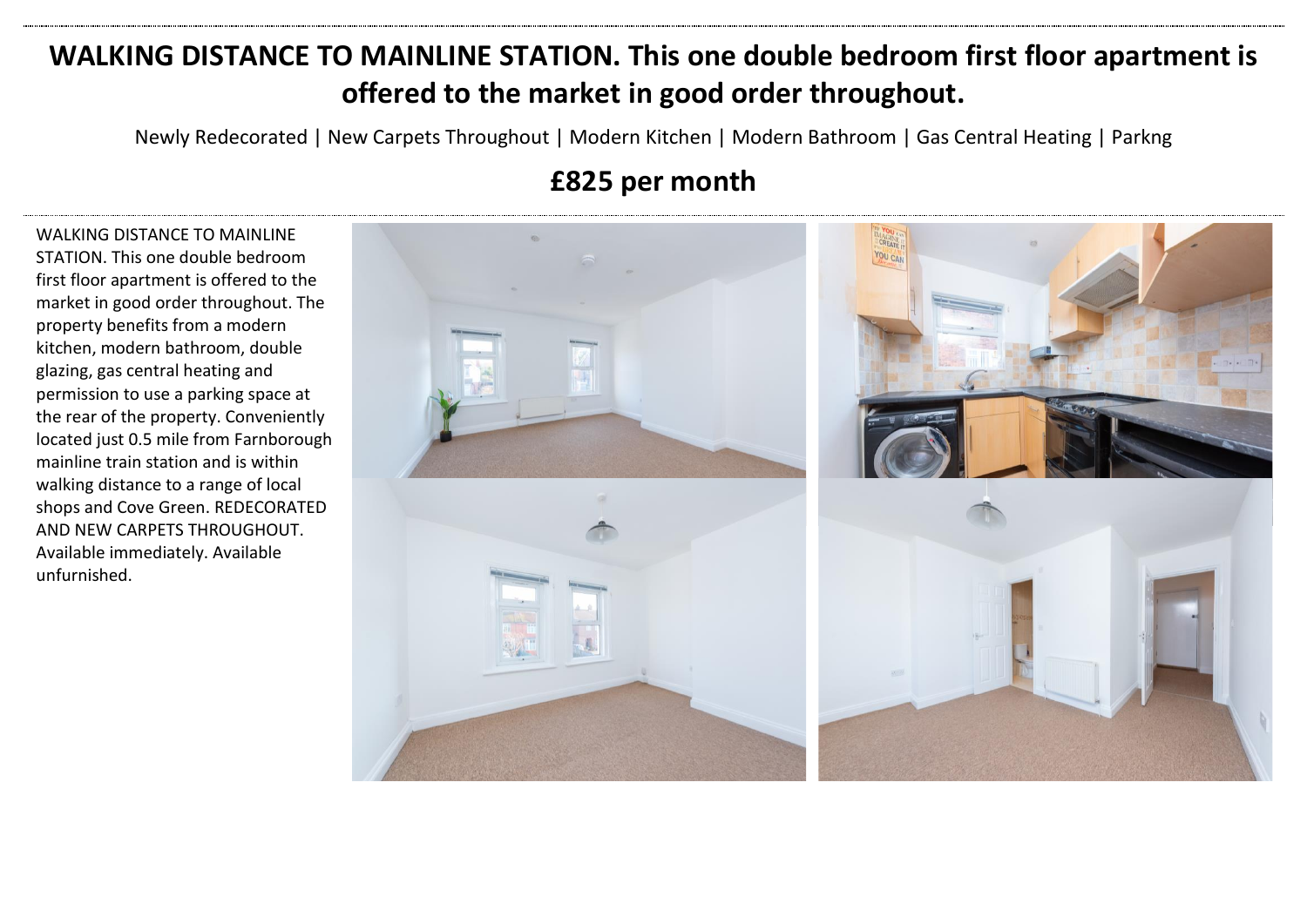# WALKING DISTANCE TO MAINLINE STATION. This one double bedroom first floor apartment is offered to the market in good order throughout.

Newly Redecorated | New Carpets Throughout | Modern Kitchen | Modern Bathroom | Gas Central Heating | Parkng

## £825 per month

WALKING DISTANCE TO MAINLINE STATION. This one double bedroom first floor apartment is offered to the market in good order throughout. The property benefits from a modern kitchen, modern bathroom, double glazing, gas central heating and permission to use a parking space at the rear of the property. Conveniently located just 0.5 mile from Farnborough mainline train station and is within walking distance to a range of local shops and Cove Green. REDECORATED AND NEW CARPETS THROUGHOUT. Available immediately. Available unfurnished.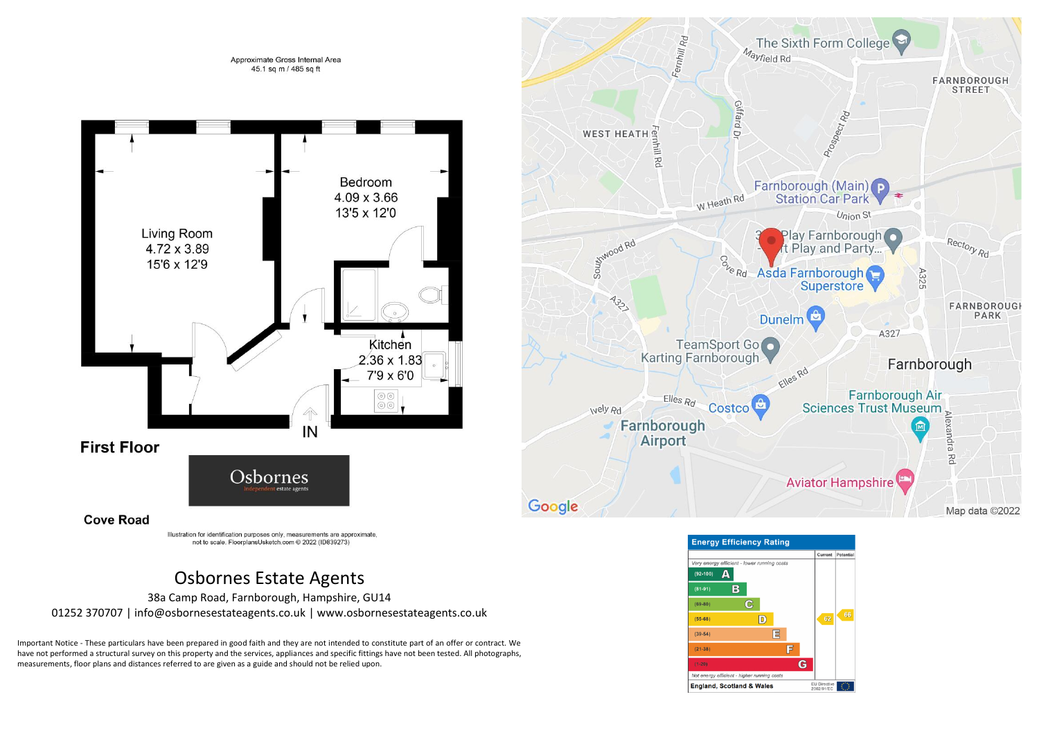Approximate Gross Internal Area
45.1 sq m / 485 sq ft

Living Room
4.72 x 3.89
15'6 x 12'9

Bedroom
4.09 x 3.66
13'5 x 12'0

Kitchen
2.36 x 1.83
7'9 x 6'0

IN

**First Floor**

Osbornes
independent estate agents

**Cove Road**

Illustration for identification purposes only, measurements are approximate, not to scale. FloorplansUsketch.com © 2022 (ID839273)

## Osbornes Estate Agents

38a Camp Road, Farnborough, Hampshire, GU14
01252 370707 | info@osbornesestateagents.co.uk | www.osbornesestateagents.co.uk

Important Notice - These particulars have been prepared in good faith and they are not intended to constitute part of an offer or contract. We have not performed a structural survey on this property and the services, appliances and specific fittings have not been tested. All photographs, measurements, floor plans and distances referred to are given as a guide and should not be relied upon.

Map data ©2022

**Energy Efficiency Rating**

| | Current | Potential |
|---|---|---|
| Very energy efficient - lower running costs | | |
| (92-100) A | | |
| (81-91) B | | |
| (69-80) C | | |
| (55-68) D | 62 | 66 |
| (39-54) E | | |
| (21-38) F | | |
| (1-20) G | | |
| Not energy efficient - higher running costs | | |

England, Scotland & Wales — EU Directive 2002/91/EC